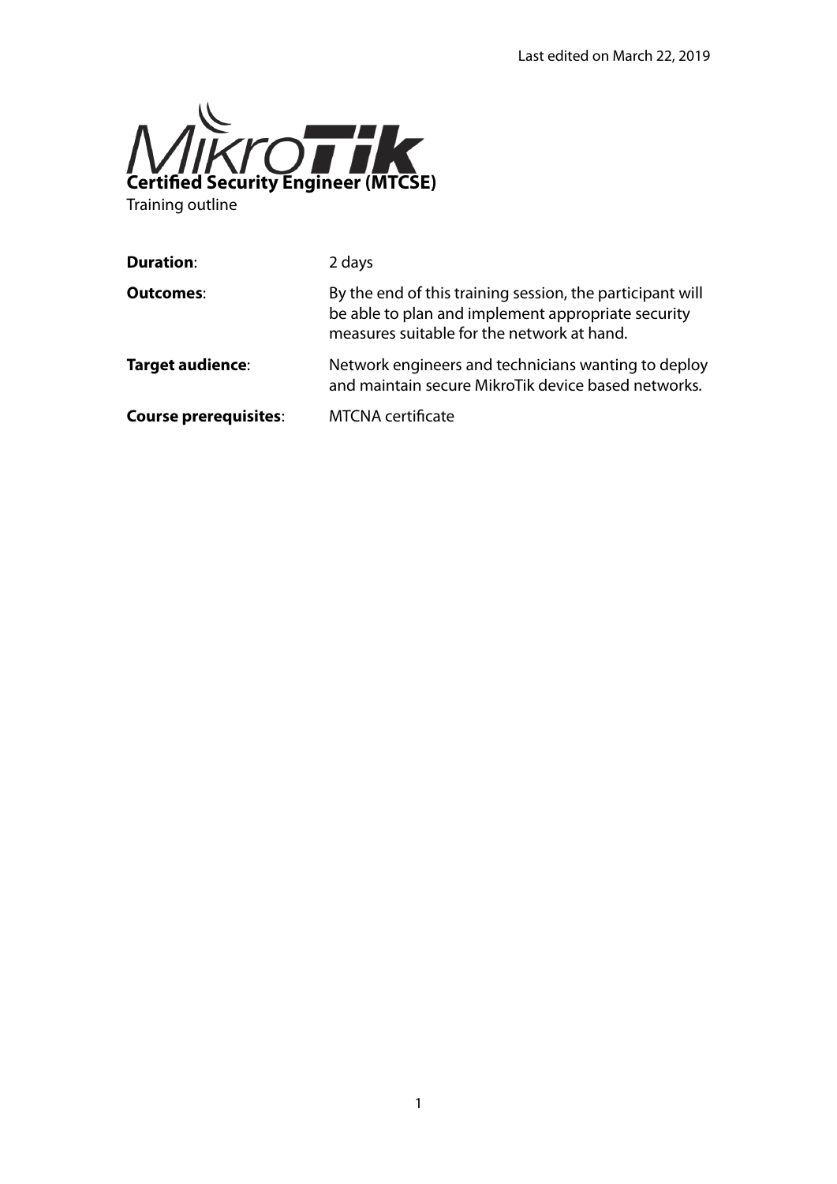Last edited on March 22, 2019

# Certified Security Engineer (MTCSE)

Training outline

| | |
|---|---|
| **Duration**: | 2 days |
| **Outcomes**: | By the end of this training session, the participant will be able to plan and implement appropriate security measures suitable for the network at hand. |
| **Target audience**: | Network engineers and technicians wanting to deploy and maintain secure MikroTik device based networks. |
| **Course prerequisites**: | MTCNA certificate |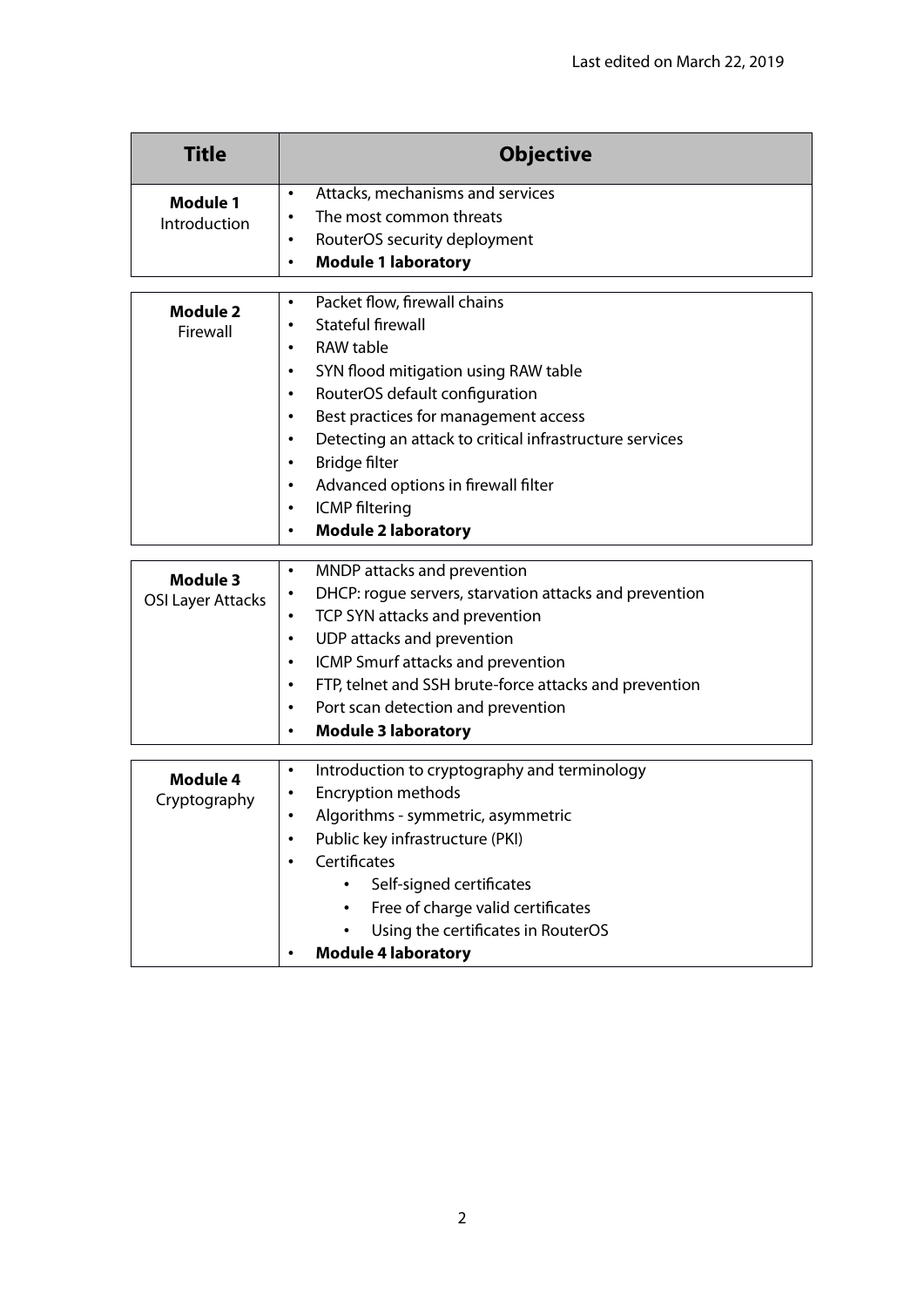Last edited on March 22, 2019

| Title | Objective |
|---|---|
| **Module 1** Introduction | • Attacks, mechanisms and services<br>• The most common threats<br>• RouterOS security deployment<br>• **Module 1 laboratory** |
| **Module 2** Firewall | • Packet flow, firewall chains<br>• Stateful firewall<br>• RAW table<br>• SYN flood mitigation using RAW table<br>• RouterOS default configuration<br>• Best practices for management access<br>• Detecting an attack to critical infrastructure services<br>• Bridge filter<br>• Advanced options in firewall filter<br>• ICMP filtering<br>• **Module 2 laboratory** |
| **Module 3** OSI Layer Attacks | • MNDP attacks and prevention<br>• DHCP: rogue servers, starvation attacks and prevention<br>• TCP SYN attacks and prevention<br>• UDP attacks and prevention<br>• ICMP Smurf attacks and prevention<br>• FTP, telnet and SSH brute-force attacks and prevention<br>• Port scan detection and prevention<br>• **Module 3 laboratory** |
| **Module 4** Cryptography | • Introduction to cryptography and terminology<br>• Encryption methods<br>• Algorithms - symmetric, asymmetric<br>• Public key infrastructure (PKI)<br>• Certificates<br>&nbsp;&nbsp;&nbsp;&nbsp;• Self-signed certificates<br>&nbsp;&nbsp;&nbsp;&nbsp;• Free of charge valid certificates<br>&nbsp;&nbsp;&nbsp;&nbsp;• Using the certificates in RouterOS<br>• **Module 4 laboratory** |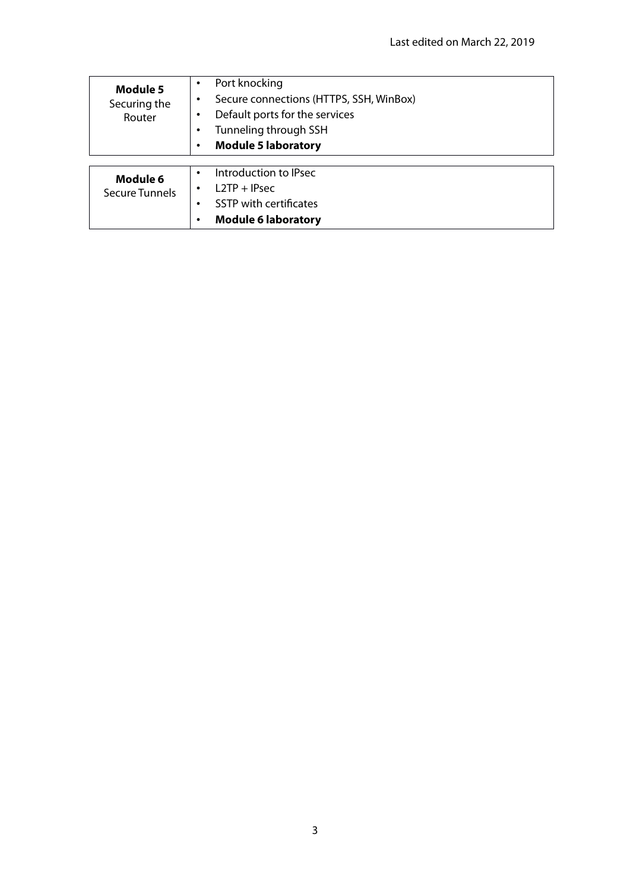| | |
|---|---|
| **Module 5**<br>Securing the Router | • Port knocking<br>• Secure connections (HTTPS, SSH, WinBox)<br>• Default ports for the services<br>• Tunneling through SSH<br>• **Module 5 laboratory** |

| | |
|---|---|
| **Module 6**<br>Secure Tunnels | • Introduction to IPsec<br>• L2TP + IPsec<br>• SSTP with certificates<br>• **Module 6 laboratory** |